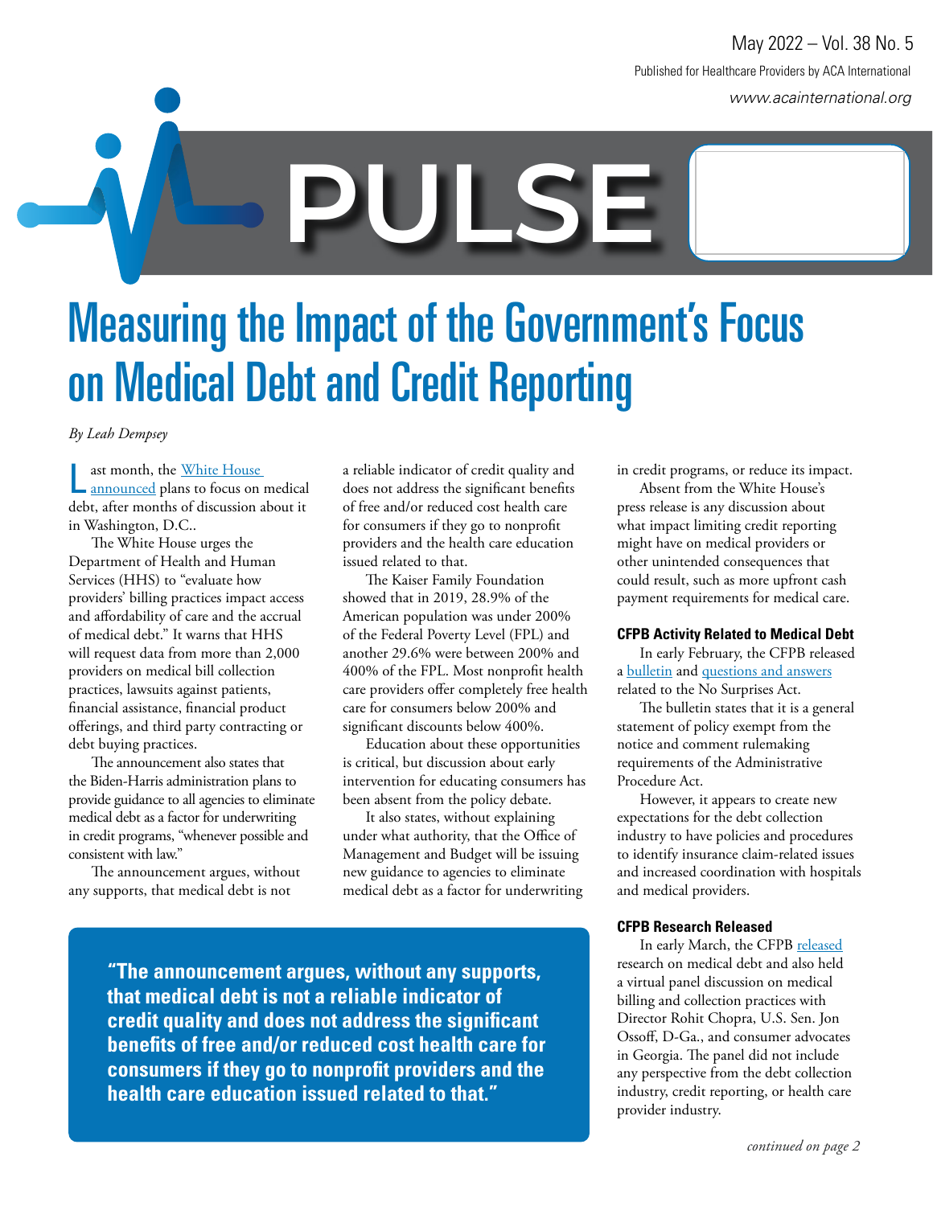# PULSE

May 2022 – Vol. 38 No. 5

Published for Healthcare Providers by ACA International

www.acainternational.org

# Measuring the Impact of the Government's Focus on Medical Debt and Credit Reporting

*By Leah Dempsey*

Last month, the White House announced plans to focus on medical debt, after months of discussion about it in Washington, D.C..

The White House urges the Department of Health and Human Services (HHS) to "evaluate how providers' billing practices impact access and affordability of care and the accrual of medical debt." It warns that HHS will request data from more than 2,000 providers on medical bill collection practices, lawsuits against patients, financial assistance, financial product offerings, and third party contracting or debt buying practices.

The announcement also states that the Biden-Harris administration plans to provide guidance to all agencies to eliminate medical debt as a factor for underwriting in credit programs, "whenever possible and consistent with law."

The announcement argues, without any supports, that medical debt is not a reliable indicator of credit quality and does not address the significant benefits of free and/or reduced cost health care for consumers if they go to nonprofit providers and the health care education issued related to that.

The Kaiser Family Foundation showed that in 2019, 28.9% of the American population was under 200% of the Federal Poverty Level (FPL) and another 29.6% were between 200% and 400% of the FPL. Most nonprofit health care providers offer completely free health care for consumers below 200% and significant discounts below 400%.

Education about these opportunities is critical, but discussion about early intervention for educating consumers has been absent from the policy debate.

It also states, without explaining under what authority, that the Office of Management and Budget will be issuing new guidance to agencies to eliminate medical debt as a factor for underwriting in credit programs, or reduce its impact.

Absent from the White House's press release is any discussion about what impact limiting credit reporting might have on medical providers or other unintended consequences that could result, such as more upfront cash payment requirements for medical care.

> **"The announcement argues, without any supports, that medical debt is not a reliable indicator of credit quality and does not address the significant benefits of free and/or reduced cost health care for consumers if they go to nonprofit providers and the health care education issued related to that."**

### CFPB Activity Related to Medical Debt

In early February, the CFPB released a bulletin and questions and answers related to the No Surprises Act.

The bulletin states that it is a general statement of policy exempt from the notice and comment rulemaking requirements of the Administrative Procedure Act.

However, it appears to create new expectations for the debt collection industry to have policies and procedures to identify insurance claim-related issues and increased coordination with hospitals and medical providers.

### CFPB Research Released

In early March, the CFPB released research on medical debt and also held a virtual panel discussion on medical billing and collection practices with Director Rohit Chopra, U.S. Sen. Jon Ossoff, D-Ga., and consumer advocates in Georgia. The panel did not include any perspective from the debt collection industry, credit reporting, or health care provider industry.

*continued on page 2*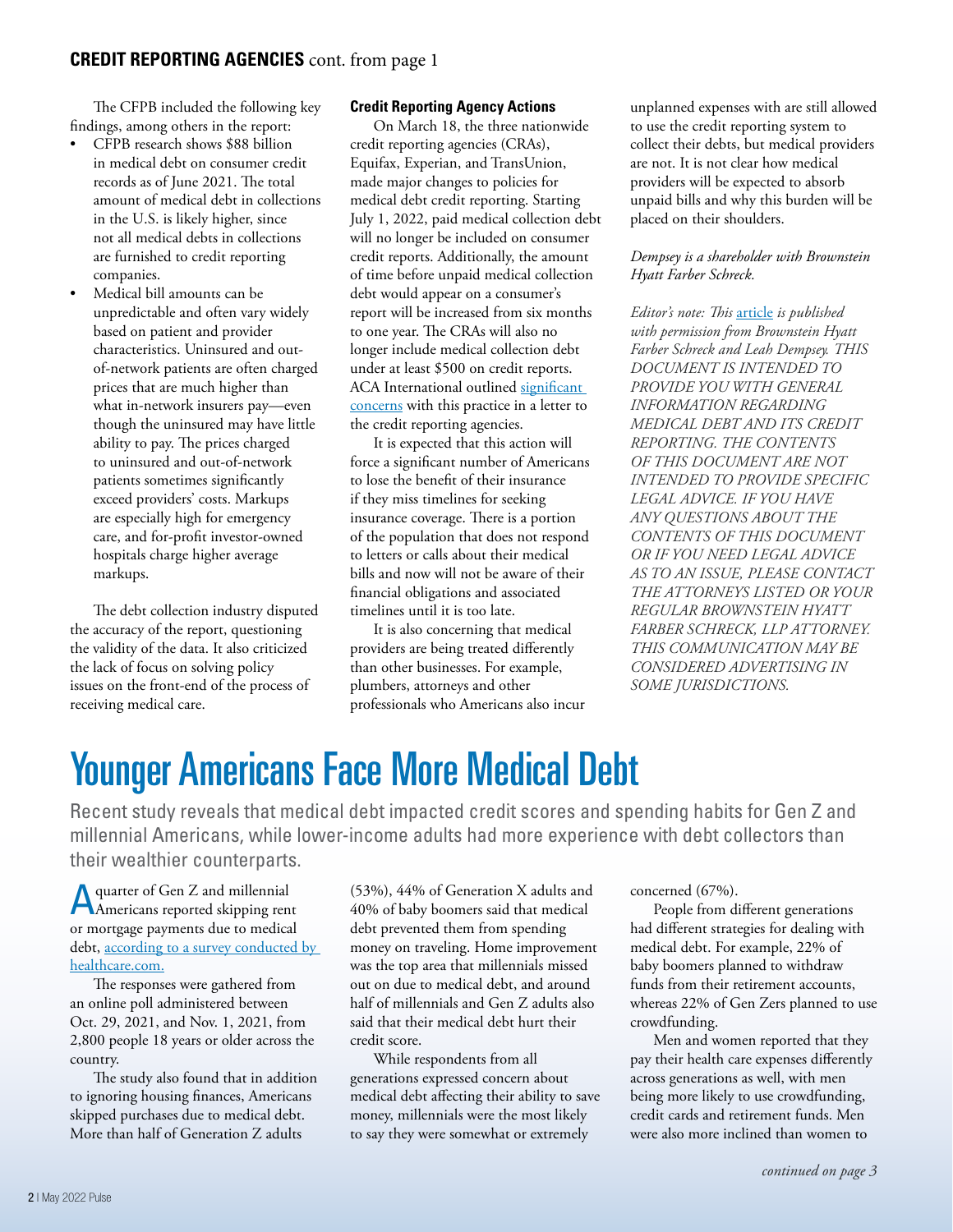## CREDIT REPORTING AGENCIES cont. from page 1

The CFPB included the following key findings, among others in the report:

- CFPB research shows $88 billion in medical debt on consumer credit records as of June 2021. The total amount of medical debt in collections in the U.S. is likely higher, since not all medical debts in collections are furnished to credit reporting companies.
- Medical bill amounts can be unpredictable and often vary widely based on patient and provider characteristics. Uninsured and out-of-network patients are often charged prices that are much higher than what in-network insurers pay—even though the uninsured may have little ability to pay. The prices charged to uninsured and out-of-network patients sometimes significantly exceed providers' costs. Markups are especially high for emergency care, and for-profit investor-owned hospitals charge higher average markups.

The debt collection industry disputed the accuracy of the report, questioning the validity of the data. It also criticized the lack of focus on solving policy issues on the front-end of the process of receiving medical care.

### Credit Reporting Agency Actions

On March 18, the three nationwide credit reporting agencies (CRAs), Equifax, Experian, and TransUnion, made major changes to policies for medical debt credit reporting. Starting July 1, 2022, paid medical collection debt will no longer be included on consumer credit reports. Additionally, the amount of time before unpaid medical collection debt would appear on a consumer's report will be increased from six months to one year. The CRAs will also no longer include medical collection debt under at least $500 on credit reports. ACA International outlined significant concerns with this practice in a letter to the credit reporting agencies.

It is expected that this action will force a significant number of Americans to lose the benefit of their insurance if they miss timelines for seeking insurance coverage. There is a portion of the population that does not respond to letters or calls about their medical bills and now will not be aware of their financial obligations and associated timelines until it is too late.

It is also concerning that medical providers are being treated differently than other businesses. For example, plumbers, attorneys and other professionals who Americans also incur unplanned expenses with are still allowed to use the credit reporting system to collect their debts, but medical providers are not. It is not clear how medical providers will be expected to absorb unpaid bills and why this burden will be placed on their shoulders.

*Dempsey is a shareholder with Brownstein Hyatt Farber Schreck.*

*Editor's note: This article is published with permission from Brownstein Hyatt Farber Schreck and Leah Dempsey. THIS DOCUMENT IS INTENDED TO PROVIDE YOU WITH GENERAL INFORMATION REGARDING MEDICAL DEBT AND ITS CREDIT REPORTING. THE CONTENTS OF THIS DOCUMENT ARE NOT INTENDED TO PROVIDE SPECIFIC LEGAL ADVICE. IF YOU HAVE ANY QUESTIONS ABOUT THE CONTENTS OF THIS DOCUMENT OR IF YOU NEED LEGAL ADVICE AS TO AN ISSUE, PLEASE CONTACT THE ATTORNEYS LISTED OR YOUR REGULAR BROWNSTEIN HYATT FARBER SCHRECK, LLP ATTORNEY. THIS COMMUNICATION MAY BE CONSIDERED ADVERTISING IN SOME JURISDICTIONS.*

# Younger Americans Face More Medical Debt

Recent study reveals that medical debt impacted credit scores and spending habits for Gen Z and millennial Americans, while lower-income adults had more experience with debt collectors than their wealthier counterparts.

A quarter of Gen Z and millennial Americans reported skipping rent or mortgage payments due to medical debt, according to a survey conducted by healthcare.com.

The responses were gathered from an online poll administered between Oct. 29, 2021, and Nov. 1, 2021, from 2,800 people 18 years or older across the country.

The study also found that in addition to ignoring housing finances, Americans skipped purchases due to medical debt. More than half of Generation Z adults (53%), 44% of Generation X adults and 40% of baby boomers said that medical debt prevented them from spending money on traveling. Home improvement was the top area that millennials missed out on due to medical debt, and around half of millennials and Gen Z adults also said that their medical debt hurt their credit score.

While respondents from all generations expressed concern about medical debt affecting their ability to save money, millennials were the most likely to say they were somewhat or extremely concerned (67%).

People from different generations had different strategies for dealing with medical debt. For example, 22% of baby boomers planned to withdraw funds from their retirement accounts, whereas 22% of Gen Zers planned to use crowdfunding.

Men and women reported that they pay their health care expenses differently across generations as well, with men being more likely to use crowdfunding, credit cards and retirement funds. Men were also more inclined than women to

*continued on page 3*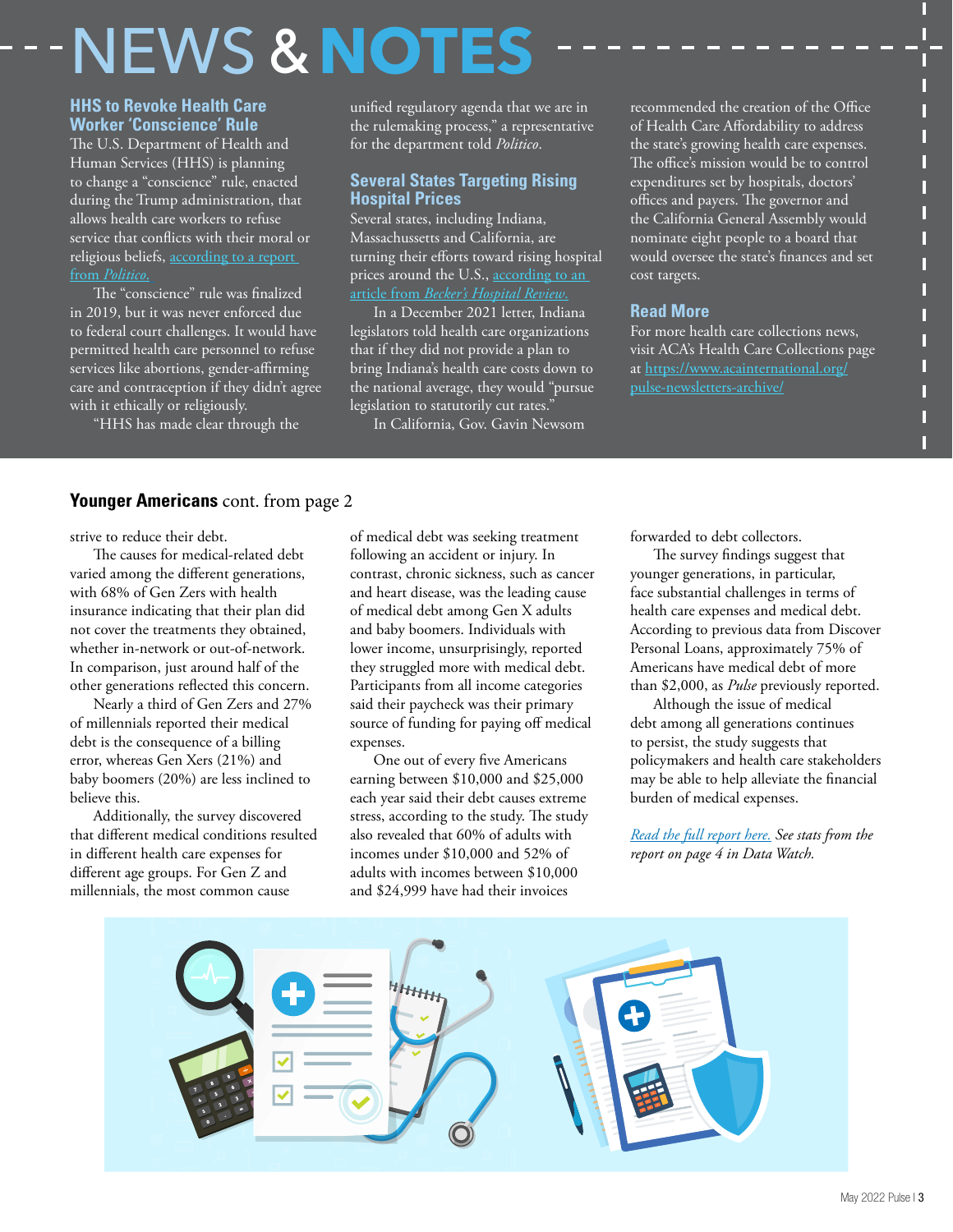# NEWS & NOTES

## HHS to Revoke Health Care Worker 'Conscience' Rule

The U.S. Department of Health and Human Services (HHS) is planning to change a "conscience" rule, enacted during the Trump administration, that allows health care workers to refuse service that conflicts with their moral or religious beliefs, [according to a report from *Politico*.]()

The "conscience" rule was finalized in 2019, but it was never enforced due to federal court challenges. It would have permitted health care personnel to refuse services like abortions, gender-affirming care and contraception if they didn't agree with it ethically or religiously.

"HHS has made clear through the unified regulatory agenda that we are in the rulemaking process," a representative for the department told *Politico*.

## Several States Targeting Rising Hospital Prices

Several states, including Indiana, Massachusetts and California, are turning their efforts toward rising hospital prices around the U.S., [according to an article from *Becker's Hospital Review*.]()

In a December 2021 letter, Indiana legislators told health care organizations that if they did not provide a plan to bring Indiana's health care costs down to the national average, they would "pursue legislation to statutorily cut rates."

In California, Gov. Gavin Newsom recommended the creation of the Office of Health Care Affordability to address the state's growing health care expenses. The office's mission would be to control expenditures set by hospitals, doctors' offices and payers. The governor and the California General Assembly would nominate eight people to a board that would oversee the state's finances and set cost targets.

## Read More

For more health care collections news, visit ACA's Health Care Collections page at [https://www.acainternational.org/pulse-newsletters-archive/](https://www.acainternational.org/pulse-newsletters-archive/)

## **Younger Americans** cont. from page 2

strive to reduce their debt.

The causes for medical-related debt varied among the different generations, with 68% of Gen Zers with health insurance indicating that their plan did not cover the treatments they obtained, whether in-network or out-of-network. In comparison, just around half of the other generations reflected this concern.

Nearly a third of Gen Zers and 27% of millennials reported their medical debt is the consequence of a billing error, whereas Gen Xers (21%) and baby boomers (20%) are less inclined to believe this.

Additionally, the survey discovered that different medical conditions resulted in different health care expenses for different age groups. For Gen Z and millennials, the most common cause of medical debt was seeking treatment following an accident or injury. In contrast, chronic sickness, such as cancer and heart disease, was the leading cause of medical debt among Gen X adults and baby boomers. Individuals with lower income, unsurprisingly, reported they struggled more with medical debt. Participants from all income categories said their paycheck was their primary source of funding for paying off medical expenses.

One out of every five Americans earning between $10,000 and $25,000 each year said their debt causes extreme stress, according to the study. The study also revealed that 60% of adults with incomes under $10,000 and 52% of adults with incomes between $10,000 and $24,999 have had their invoices forwarded to debt collectors.

The survey findings suggest that younger generations, in particular, face substantial challenges in terms of health care expenses and medical debt. According to previous data from Discover Personal Loans, approximately 75% of Americans have medical debt of more than $2,000, as *Pulse* previously reported.

Although the issue of medical debt among all generations continues to persist, the study suggests that policymakers and health care stakeholders may be able to help alleviate the financial burden of medical expenses.

*[Read the full report here.]() See stats from the report on page 4 in Data Watch.*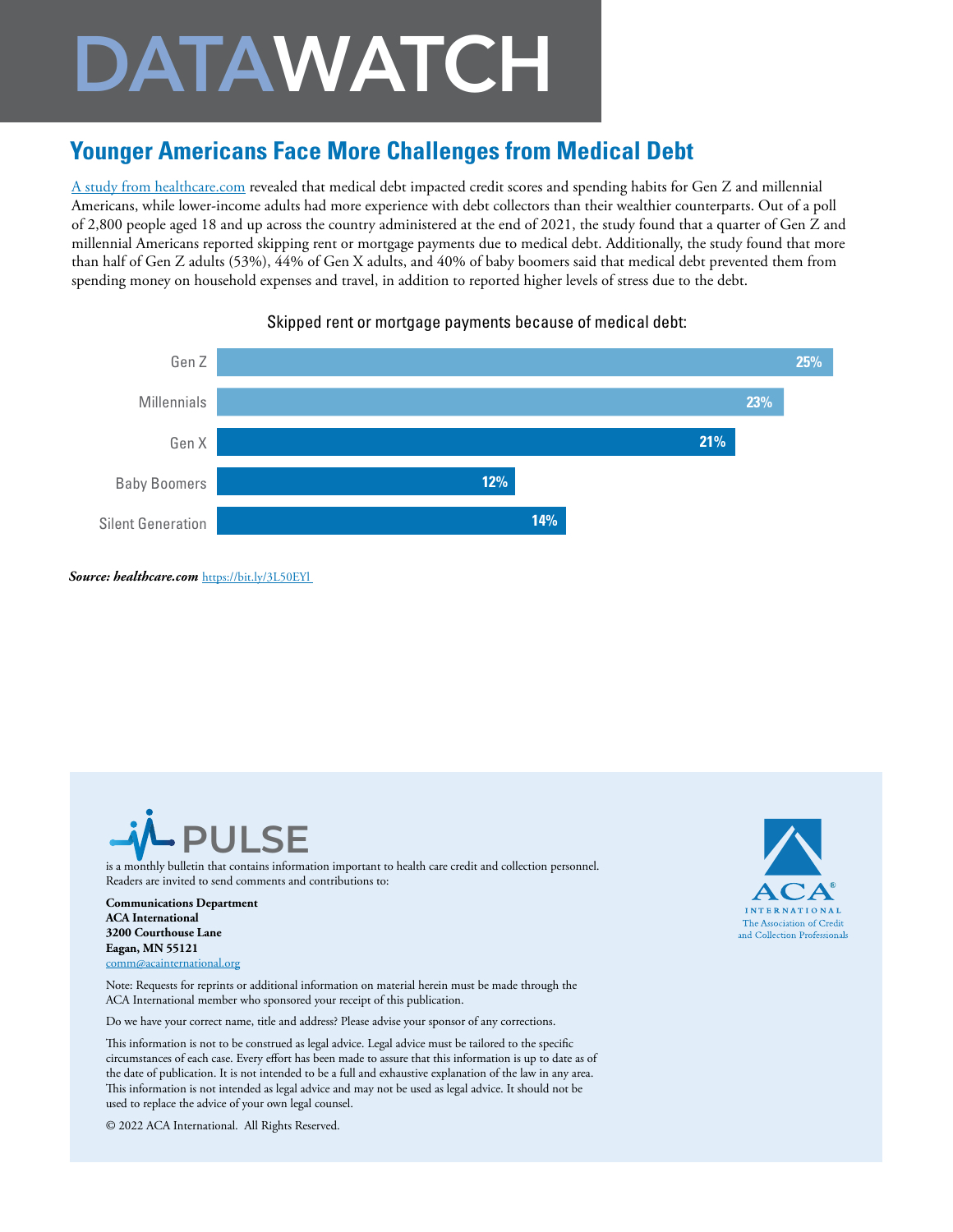# DATAWATCH

## Younger Americans Face More Challenges from Medical Debt

A study from healthcare.com revealed that medical debt impacted credit scores and spending habits for Gen Z and millennial Americans, while lower-income adults had more experience with debt collectors than their wealthier counterparts. Out of a poll of 2,800 people aged 18 and up across the country administered at the end of 2021, the study found that a quarter of Gen Z and millennial Americans reported skipping rent or mortgage payments due to medical debt. Additionally, the study found that more than half of Gen Z adults (53%), 44% of Gen X adults, and 40% of baby boomers said that medical debt prevented them from spending money on household expenses and travel, in addition to reported higher levels of stress due to the debt.

Skipped rent or mortgage payments because of medical debt:

Gen Z 25%
Millennials 23%
Gen X 21%
Baby Boomers 12%
Silent Generation 14%

***Source: healthcare.com*** https://bit.ly/3L50EYl

**PULSE**

is a monthly bulletin that contains information important to health care credit and collection personnel. Readers are invited to send comments and contributions to:

**Communications Department**
**ACA International**
**3200 Courthouse Lane**
**Eagan, MN 55121**
comm@acainternational.org

Note: Requests for reprints or additional information on material herein must be made through the ACA International member who sponsored your receipt of this publication.

Do we have your correct name, title and address? Please advise your sponsor of any corrections.

This information is not to be construed as legal advice. Legal advice must be tailored to the specific circumstances of each case. Every effort has been made to assure that this information is up to date as of the date of publication. It is not intended to be a full and exhaustive explanation of the law in any area. This information is not intended as legal advice and may not be used as legal advice. It should not be used to replace the advice of your own legal counsel.

© 2022 ACA International. All Rights Reserved.

ACA® INTERNATIONAL
The Association of Credit and Collection Professionals